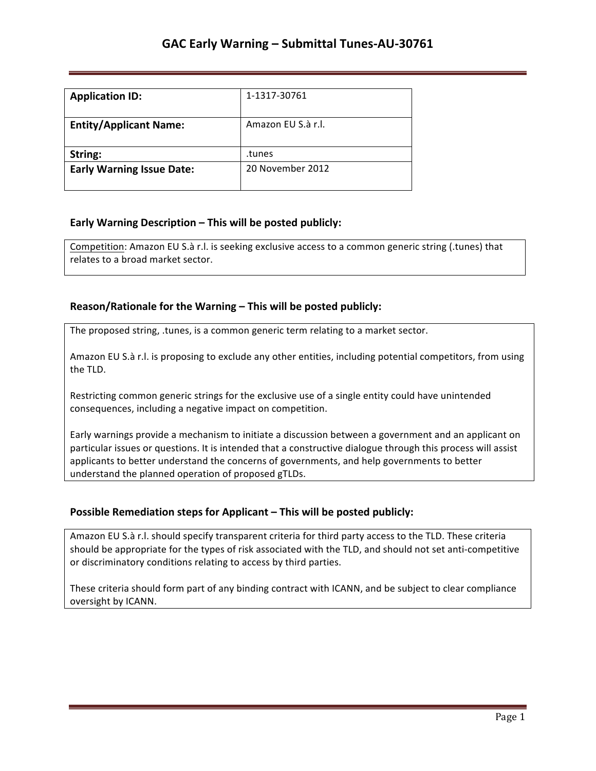# GAC Early Warning – Submittal Tunes-AU-30761

| **Application ID:** | 1-1317-30761 |
|---|---|
| **Entity/Applicant Name:** | Amazon EU S.à r.l. |
| **String:** | .tunes |
| **Early Warning Issue Date:** | 20 November 2012 |

### Early Warning Description – This will be posted publicly:

Competition: Amazon EU S.à r.l. is seeking exclusive access to a common generic string (.tunes) that relates to a broad market sector.

### Reason/Rationale for the Warning – This will be posted publicly:

The proposed string, .tunes, is a common generic term relating to a market sector.

Amazon EU S.à r.l. is proposing to exclude any other entities, including potential competitors, from using the TLD.

Restricting common generic strings for the exclusive use of a single entity could have unintended consequences, including a negative impact on competition.

Early warnings provide a mechanism to initiate a discussion between a government and an applicant on particular issues or questions. It is intended that a constructive dialogue through this process will assist applicants to better understand the concerns of governments, and help governments to better understand the planned operation of proposed gTLDs.

### Possible Remediation steps for Applicant – This will be posted publicly:

Amazon EU S.à r.l. should specify transparent criteria for third party access to the TLD. These criteria should be appropriate for the types of risk associated with the TLD, and should not set anti-competitive or discriminatory conditions relating to access by third parties.

These criteria should form part of any binding contract with ICANN, and be subject to clear compliance oversight by ICANN.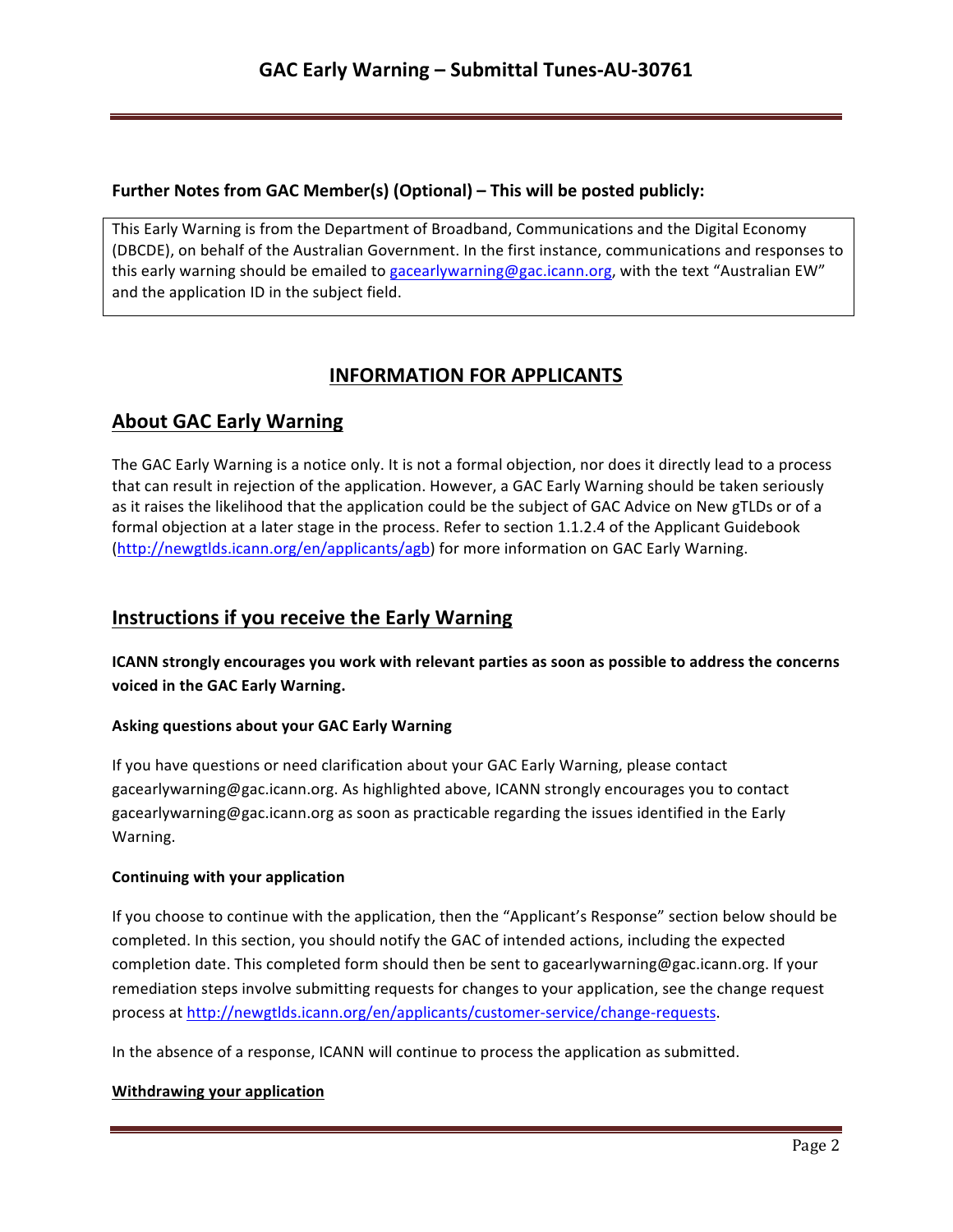**Further Notes from GAC Member(s) (Optional) – This will be posted publicly:**

This Early Warning is from the Department of Broadband, Communications and the Digital Economy (DBCDE), on behalf of the Australian Government. In the first instance, communications and responses to this early warning should be emailed to gacearlywarning@gac.icann.org, with the text "Australian EW" and the application ID in the subject field.

## INFORMATION FOR APPLICANTS

## About GAC Early Warning

The GAC Early Warning is a notice only. It is not a formal objection, nor does it directly lead to a process that can result in rejection of the application. However, a GAC Early Warning should be taken seriously as it raises the likelihood that the application could be the subject of GAC Advice on New gTLDs or of a formal objection at a later stage in the process. Refer to section 1.1.2.4 of the Applicant Guidebook (http://newgtlds.icann.org/en/applicants/agb) for more information on GAC Early Warning.

## Instructions if you receive the Early Warning

**ICANN strongly encourages you work with relevant parties as soon as possible to address the concerns voiced in the GAC Early Warning.**

**Asking questions about your GAC Early Warning**

If you have questions or need clarification about your GAC Early Warning, please contact gacearlywarning@gac.icann.org. As highlighted above, ICANN strongly encourages you to contact gacearlywarning@gac.icann.org as soon as practicable regarding the issues identified in the Early Warning.

**Continuing with your application**

If you choose to continue with the application, then the "Applicant's Response" section below should be completed. In this section, you should notify the GAC of intended actions, including the expected completion date. This completed form should then be sent to gacearlywarning@gac.icann.org. If your remediation steps involve submitting requests for changes to your application, see the change request process at http://newgtlds.icann.org/en/applicants/customer-service/change-requests.

In the absence of a response, ICANN will continue to process the application as submitted.

**Withdrawing your application**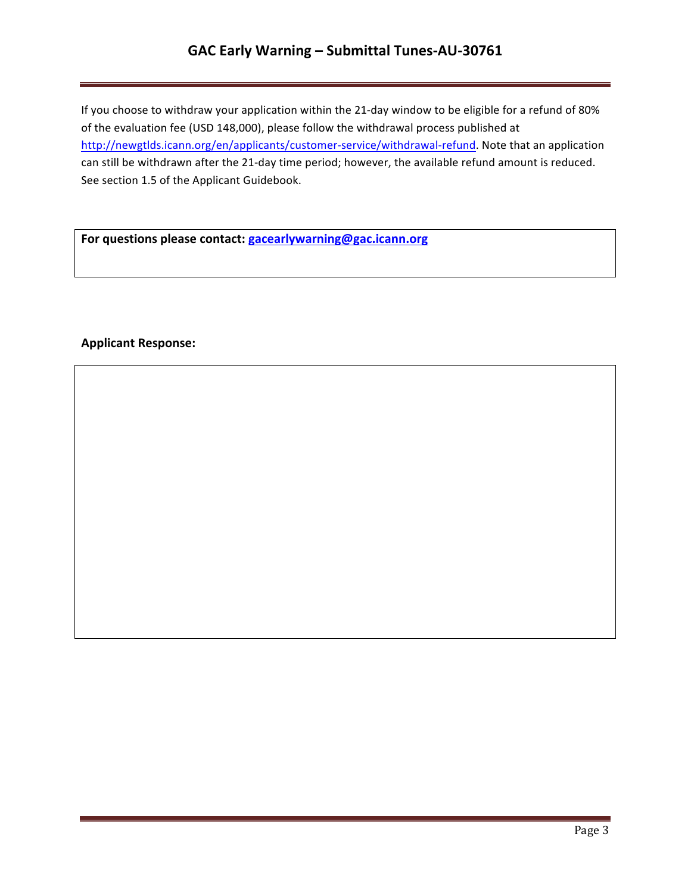If you choose to withdraw your application within the 21-day window to be eligible for a refund of 80% of the evaluation fee (USD 148,000), please follow the withdrawal process published at http://newgtlds.icann.org/en/applicants/customer-service/withdrawal-refund. Note that an application can still be withdrawn after the 21-day time period; however, the available refund amount is reduced. See section 1.5 of the Applicant Guidebook.

**For questions please contact: gacearlywarning@gac.icann.org**

**Applicant Response:**